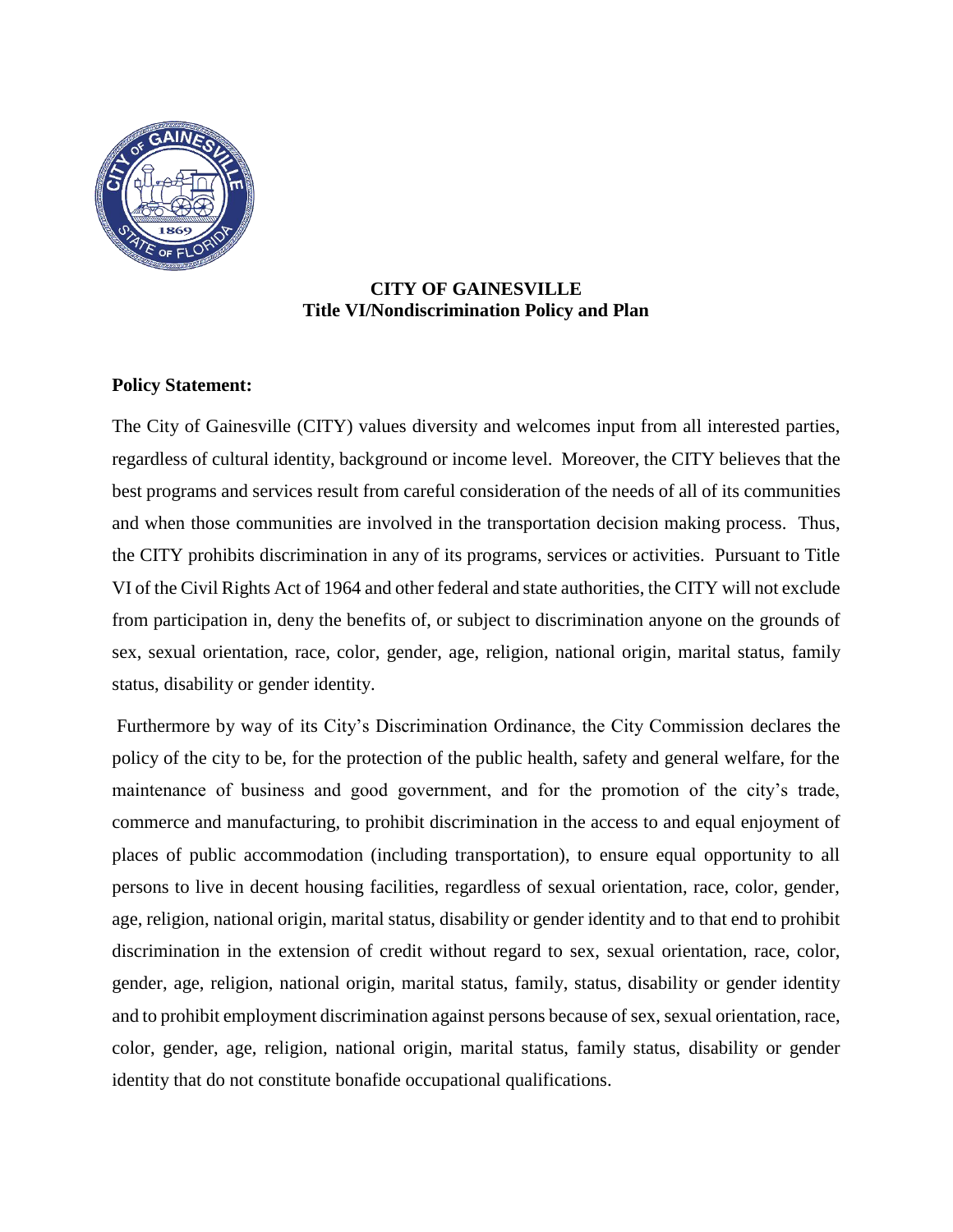**CITY OF GAINESVILLE**
**Title VI/Nondiscrimination Policy and Plan**

**Policy Statement:**

The City of Gainesville (CITY) values diversity and welcomes input from all interested parties, regardless of cultural identity, background or income level. Moreover, the CITY believes that the best programs and services result from careful consideration of the needs of all of its communities and when those communities are involved in the transportation decision making process. Thus, the CITY prohibits discrimination in any of its programs, services or activities. Pursuant to Title VI of the Civil Rights Act of 1964 and other federal and state authorities, the CITY will not exclude from participation in, deny the benefits of, or subject to discrimination anyone on the grounds of sex, sexual orientation, race, color, gender, age, religion, national origin, marital status, family status, disability or gender identity.

Furthermore by way of its City's Discrimination Ordinance, the City Commission declares the policy of the city to be, for the protection of the public health, safety and general welfare, for the maintenance of business and good government, and for the promotion of the city's trade, commerce and manufacturing, to prohibit discrimination in the access to and equal enjoyment of places of public accommodation (including transportation), to ensure equal opportunity to all persons to live in decent housing facilities, regardless of sexual orientation, race, color, gender, age, religion, national origin, marital status, disability or gender identity and to that end to prohibit discrimination in the extension of credit without regard to sex, sexual orientation, race, color, gender, age, religion, national origin, marital status, family, status, disability or gender identity and to prohibit employment discrimination against persons because of sex, sexual orientation, race, color, gender, age, religion, national origin, marital status, family status, disability or gender identity that do not constitute bonafide occupational qualifications.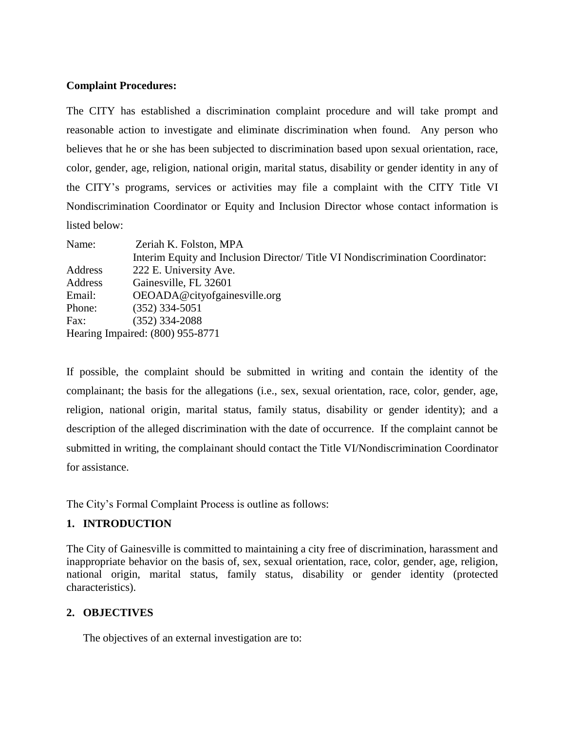**Complaint Procedures:**

The CITY has established a discrimination complaint procedure and will take prompt and reasonable action to investigate and eliminate discrimination when found. Any person who believes that he or she has been subjected to discrimination based upon sexual orientation, race, color, gender, age, religion, national origin, marital status, disability or gender identity in any of the CITY's programs, services or activities may file a complaint with the CITY Title VI Nondiscrimination Coordinator or Equity and Inclusion Director whose contact information is listed below:

Name: Zeriah K. Folston, MPA
Interim Equity and Inclusion Director/ Title VI Nondiscrimination Coordinator:
Address 222 E. University Ave.
Address Gainesville, FL 32601
Email: OEOADA@cityofgainesville.org
Phone: (352) 334-5051
Fax: (352) 334-2088
Hearing Impaired: (800) 955-8771

If possible, the complaint should be submitted in writing and contain the identity of the complainant; the basis for the allegations (i.e., sex, sexual orientation, race, color, gender, age, religion, national origin, marital status, family status, disability or gender identity); and a description of the alleged discrimination with the date of occurrence. If the complaint cannot be submitted in writing, the complainant should contact the Title VI/Nondiscrimination Coordinator for assistance.

The City's Formal Complaint Process is outline as follows:

## 1. INTRODUCTION

The City of Gainesville is committed to maintaining a city free of discrimination, harassment and inappropriate behavior on the basis of, sex, sexual orientation, race, color, gender, age, religion, national origin, marital status, family status, disability or gender identity (protected characteristics).

## 2. OBJECTIVES

The objectives of an external investigation are to: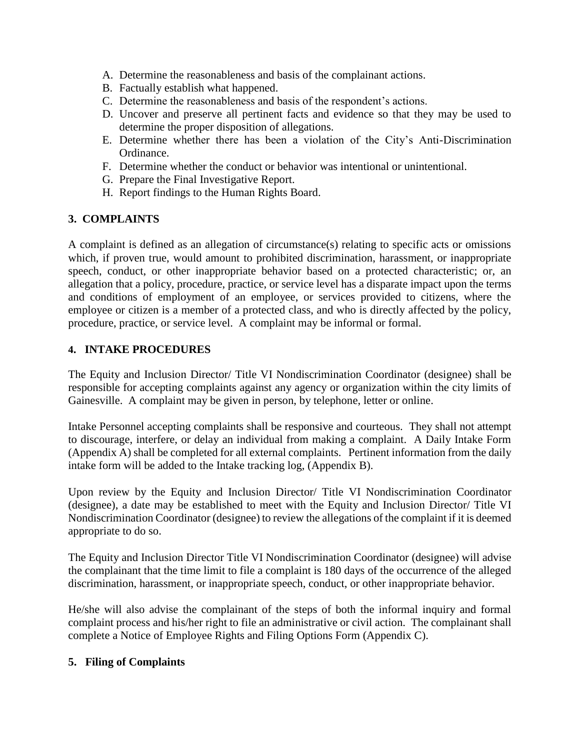A. Determine the reasonableness and basis of the complainant actions.
B. Factually establish what happened.
C. Determine the reasonableness and basis of the respondent's actions.
D. Uncover and preserve all pertinent facts and evidence so that they may be used to determine the proper disposition of allegations.
E. Determine whether there has been a violation of the City's Anti-Discrimination Ordinance.
F. Determine whether the conduct or behavior was intentional or unintentional.
G. Prepare the Final Investigative Report.
H. Report findings to the Human Rights Board.

## 3. COMPLAINTS

A complaint is defined as an allegation of circumstance(s) relating to specific acts or omissions which, if proven true, would amount to prohibited discrimination, harassment, or inappropriate speech, conduct, or other inappropriate behavior based on a protected characteristic; or, an allegation that a policy, procedure, practice, or service level has a disparate impact upon the terms and conditions of employment of an employee, or services provided to citizens, where the employee or citizen is a member of a protected class, and who is directly affected by the policy, procedure, practice, or service level. A complaint may be informal or formal.

## 4. INTAKE PROCEDURES

The Equity and Inclusion Director/ Title VI Nondiscrimination Coordinator (designee) shall be responsible for accepting complaints against any agency or organization within the city limits of Gainesville. A complaint may be given in person, by telephone, letter or online.

Intake Personnel accepting complaints shall be responsive and courteous. They shall not attempt to discourage, interfere, or delay an individual from making a complaint. A Daily Intake Form (Appendix A) shall be completed for all external complaints. Pertinent information from the daily intake form will be added to the Intake tracking log, (Appendix B).

Upon review by the Equity and Inclusion Director/ Title VI Nondiscrimination Coordinator (designee), a date may be established to meet with the Equity and Inclusion Director/ Title VI Nondiscrimination Coordinator (designee) to review the allegations of the complaint if it is deemed appropriate to do so.

The Equity and Inclusion Director Title VI Nondiscrimination Coordinator (designee) will advise the complainant that the time limit to file a complaint is 180 days of the occurrence of the alleged discrimination, harassment, or inappropriate speech, conduct, or other inappropriate behavior.

He/she will also advise the complainant of the steps of both the informal inquiry and formal complaint process and his/her right to file an administrative or civil action. The complainant shall complete a Notice of Employee Rights and Filing Options Form (Appendix C).

## 5. Filing of Complaints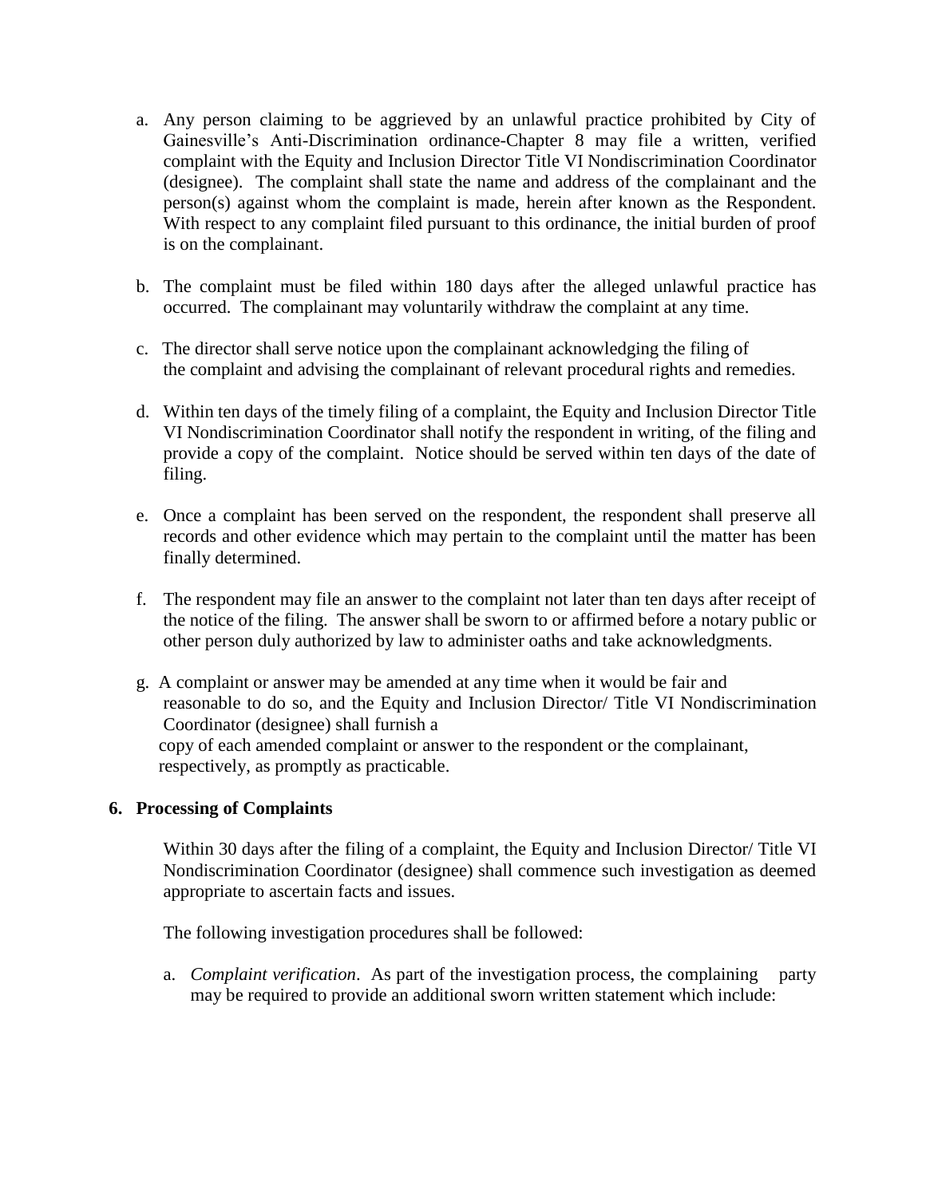a. Any person claiming to be aggrieved by an unlawful practice prohibited by City of Gainesville's Anti-Discrimination ordinance-Chapter 8 may file a written, verified complaint with the Equity and Inclusion Director Title VI Nondiscrimination Coordinator (designee). The complaint shall state the name and address of the complainant and the person(s) against whom the complaint is made, herein after known as the Respondent. With respect to any complaint filed pursuant to this ordinance, the initial burden of proof is on the complainant.

b. The complaint must be filed within 180 days after the alleged unlawful practice has occurred. The complainant may voluntarily withdraw the complaint at any time.

c. The director shall serve notice upon the complainant acknowledging the filing of the complaint and advising the complainant of relevant procedural rights and remedies.

d. Within ten days of the timely filing of a complaint, the Equity and Inclusion Director Title VI Nondiscrimination Coordinator shall notify the respondent in writing, of the filing and provide a copy of the complaint. Notice should be served within ten days of the date of filing.

e. Once a complaint has been served on the respondent, the respondent shall preserve all records and other evidence which may pertain to the complaint until the matter has been finally determined.

f. The respondent may file an answer to the complaint not later than ten days after receipt of the notice of the filing. The answer shall be sworn to or affirmed before a notary public or other person duly authorized by law to administer oaths and take acknowledgments.

g. A complaint or answer may be amended at any time when it would be fair and reasonable to do so, and the Equity and Inclusion Director/ Title VI Nondiscrimination Coordinator (designee) shall furnish a copy of each amended complaint or answer to the respondent or the complainant, respectively, as promptly as practicable.

## 6. Processing of Complaints

Within 30 days after the filing of a complaint, the Equity and Inclusion Director/ Title VI Nondiscrimination Coordinator (designee) shall commence such investigation as deemed appropriate to ascertain facts and issues.

The following investigation procedures shall be followed:

a. *Complaint verification*. As part of the investigation process, the complaining party may be required to provide an additional sworn written statement which include: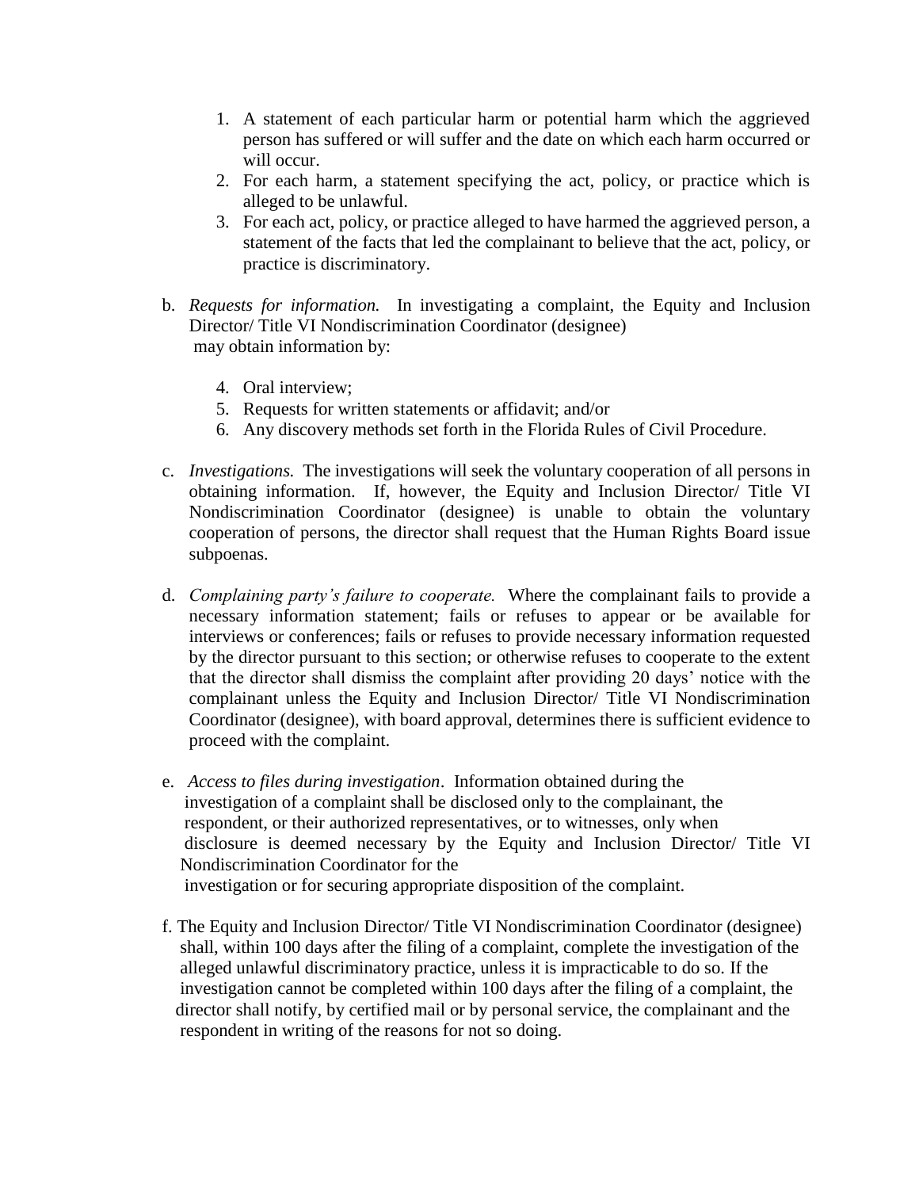1. A statement of each particular harm or potential harm which the aggrieved person has suffered or will suffer and the date on which each harm occurred or will occur.
2. For each harm, a statement specifying the act, policy, or practice which is alleged to be unlawful.
3. For each act, policy, or practice alleged to have harmed the aggrieved person, a statement of the facts that led the complainant to believe that the act, policy, or practice is discriminatory.

b. *Requests for information.* In investigating a complaint, the Equity and Inclusion Director/ Title VI Nondiscrimination Coordinator (designee) may obtain information by:

4. Oral interview;
5. Requests for written statements or affidavit; and/or
6. Any discovery methods set forth in the Florida Rules of Civil Procedure.

c. *Investigations.* The investigations will seek the voluntary cooperation of all persons in obtaining information. If, however, the Equity and Inclusion Director/ Title VI Nondiscrimination Coordinator (designee) is unable to obtain the voluntary cooperation of persons, the director shall request that the Human Rights Board issue subpoenas.

d. *Complaining party's failure to cooperate.* Where the complainant fails to provide a necessary information statement; fails or refuses to appear or be available for interviews or conferences; fails or refuses to provide necessary information requested by the director pursuant to this section; or otherwise refuses to cooperate to the extent that the director shall dismiss the complaint after providing 20 days' notice with the complainant unless the Equity and Inclusion Director/ Title VI Nondiscrimination Coordinator (designee), with board approval, determines there is sufficient evidence to proceed with the complaint.

e. *Access to files during investigation*. Information obtained during the investigation of a complaint shall be disclosed only to the complainant, the respondent, or their authorized representatives, or to witnesses, only when disclosure is deemed necessary by the Equity and Inclusion Director/ Title VI Nondiscrimination Coordinator for the investigation or for securing appropriate disposition of the complaint.

f. The Equity and Inclusion Director/ Title VI Nondiscrimination Coordinator (designee) shall, within 100 days after the filing of a complaint, complete the investigation of the alleged unlawful discriminatory practice, unless it is impracticable to do so. If the investigation cannot be completed within 100 days after the filing of a complaint, the director shall notify, by certified mail or by personal service, the complainant and the respondent in writing of the reasons for not so doing.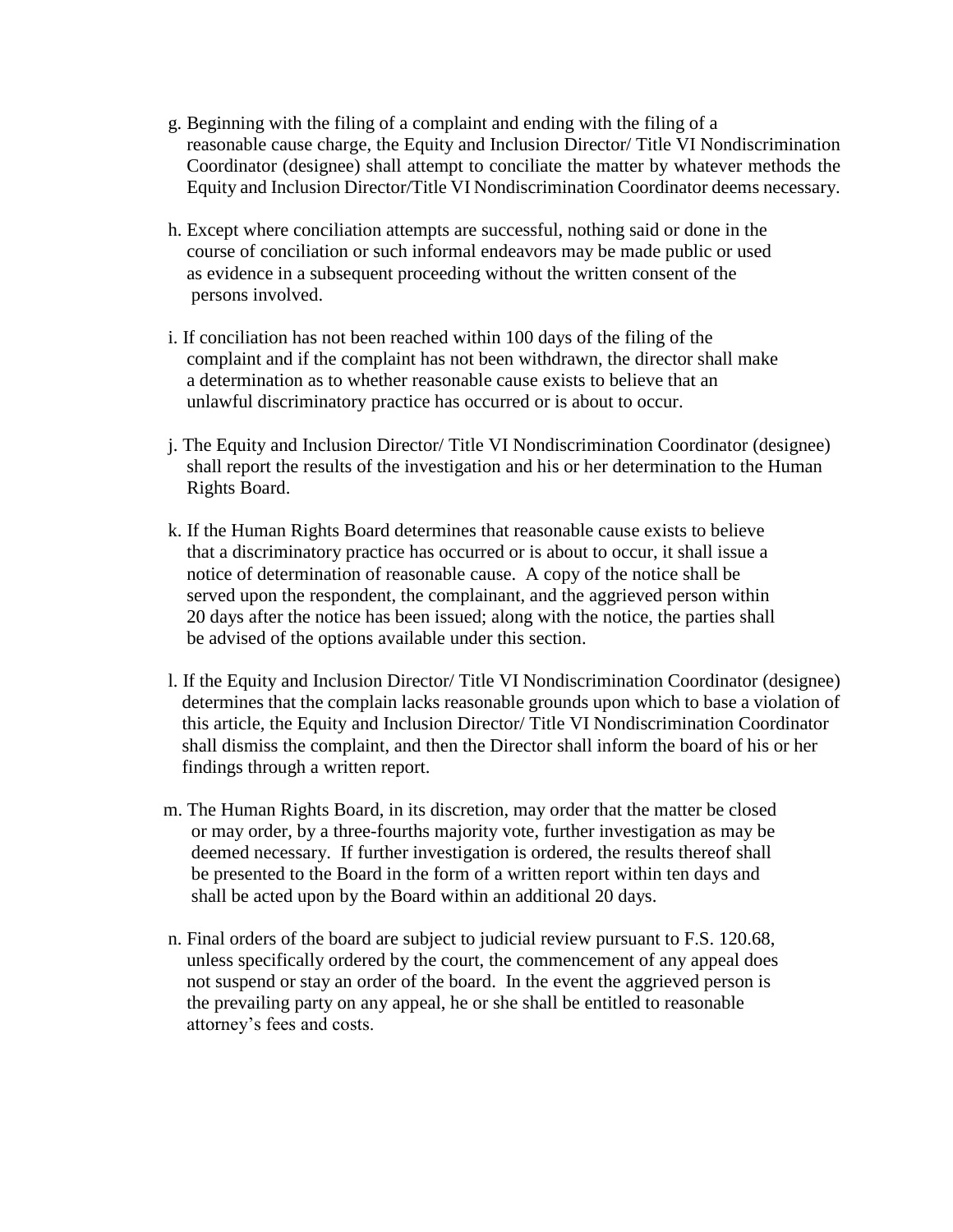g. Beginning with the filing of a complaint and ending with the filing of a reasonable cause charge, the Equity and Inclusion Director/ Title VI Nondiscrimination Coordinator (designee) shall attempt to conciliate the matter by whatever methods the Equity and Inclusion Director/Title VI Nondiscrimination Coordinator deems necessary.

h. Except where conciliation attempts are successful, nothing said or done in the course of conciliation or such informal endeavors may be made public or used as evidence in a subsequent proceeding without the written consent of the persons involved.

i. If conciliation has not been reached within 100 days of the filing of the complaint and if the complaint has not been withdrawn, the director shall make a determination as to whether reasonable cause exists to believe that an unlawful discriminatory practice has occurred or is about to occur.

j. The Equity and Inclusion Director/ Title VI Nondiscrimination Coordinator (designee) shall report the results of the investigation and his or her determination to the Human Rights Board.

k. If the Human Rights Board determines that reasonable cause exists to believe that a discriminatory practice has occurred or is about to occur, it shall issue a notice of determination of reasonable cause. A copy of the notice shall be served upon the respondent, the complainant, and the aggrieved person within 20 days after the notice has been issued; along with the notice, the parties shall be advised of the options available under this section.

l. If the Equity and Inclusion Director/ Title VI Nondiscrimination Coordinator (designee) determines that the complain lacks reasonable grounds upon which to base a violation of this article, the Equity and Inclusion Director/ Title VI Nondiscrimination Coordinator shall dismiss the complaint, and then the Director shall inform the board of his or her findings through a written report.

m. The Human Rights Board, in its discretion, may order that the matter be closed or may order, by a three-fourths majority vote, further investigation as may be deemed necessary. If further investigation is ordered, the results thereof shall be presented to the Board in the form of a written report within ten days and shall be acted upon by the Board within an additional 20 days.

n. Final orders of the board are subject to judicial review pursuant to F.S. 120.68, unless specifically ordered by the court, the commencement of any appeal does not suspend or stay an order of the board. In the event the aggrieved person is the prevailing party on any appeal, he or she shall be entitled to reasonable attorney's fees and costs.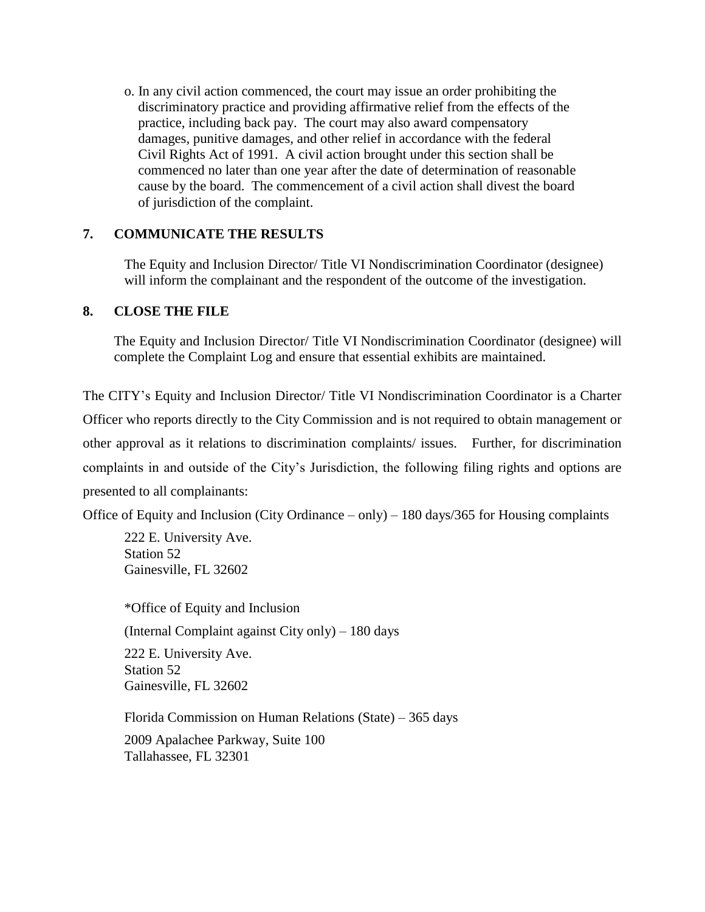o. In any civil action commenced, the court may issue an order prohibiting the discriminatory practice and providing affirmative relief from the effects of the practice, including back pay. The court may also award compensatory damages, punitive damages, and other relief in accordance with the federal Civil Rights Act of 1991. A civil action brought under this section shall be commenced no later than one year after the date of determination of reasonable cause by the board. The commencement of a civil action shall divest the board of jurisdiction of the complaint.

## 7. COMMUNICATE THE RESULTS

The Equity and Inclusion Director/ Title VI Nondiscrimination Coordinator (designee) will inform the complainant and the respondent of the outcome of the investigation.

## 8. CLOSE THE FILE

The Equity and Inclusion Director/ Title VI Nondiscrimination Coordinator (designee) will complete the Complaint Log and ensure that essential exhibits are maintained.

The CITY's Equity and Inclusion Director/ Title VI Nondiscrimination Coordinator is a Charter Officer who reports directly to the City Commission and is not required to obtain management or other approval as it relations to discrimination complaints/ issues. Further, for discrimination complaints in and outside of the City's Jurisdiction, the following filing rights and options are presented to all complainants:

Office of Equity and Inclusion (City Ordinance – only) – 180 days/365 for Housing complaints

222 E. University Ave.
Station 52
Gainesville, FL 32602

*Office of Equity and Inclusion

(Internal Complaint against City only) – 180 days

222 E. University Ave.
Station 52
Gainesville, FL 32602

Florida Commission on Human Relations (State) – 365 days

2009 Apalachee Parkway, Suite 100
Tallahassee, FL 32301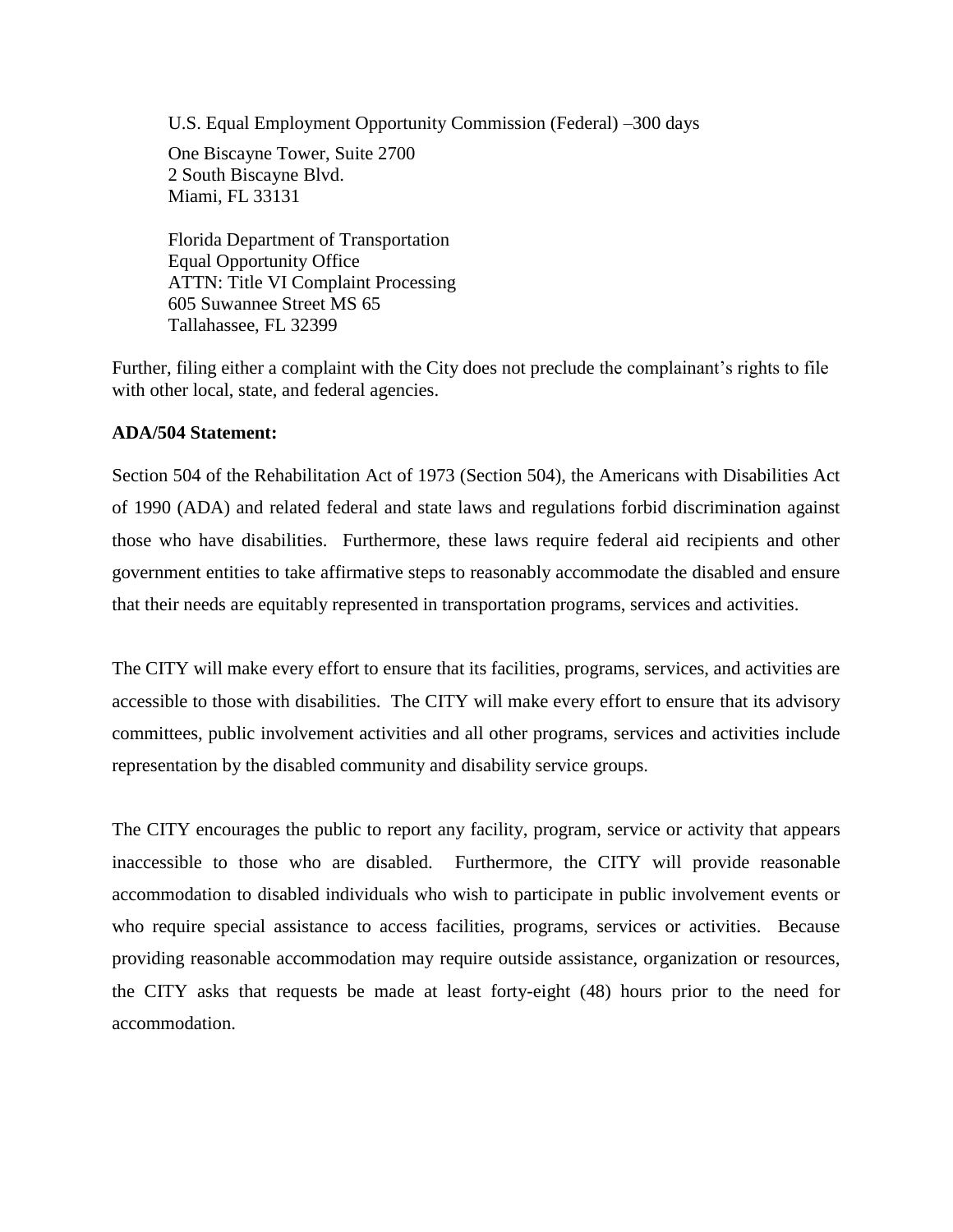U.S. Equal Employment Opportunity Commission (Federal) –300 days

One Biscayne Tower, Suite 2700
2 South Biscayne Blvd.
Miami, FL 33131

Florida Department of Transportation
Equal Opportunity Office
ATTN: Title VI Complaint Processing
605 Suwannee Street MS 65
Tallahassee, FL 32399

Further, filing either a complaint with the City does not preclude the complainant's rights to file with other local, state, and federal agencies.

**ADA/504 Statement:**

Section 504 of the Rehabilitation Act of 1973 (Section 504), the Americans with Disabilities Act of 1990 (ADA) and related federal and state laws and regulations forbid discrimination against those who have disabilities. Furthermore, these laws require federal aid recipients and other government entities to take affirmative steps to reasonably accommodate the disabled and ensure that their needs are equitably represented in transportation programs, services and activities.

The CITY will make every effort to ensure that its facilities, programs, services, and activities are accessible to those with disabilities. The CITY will make every effort to ensure that its advisory committees, public involvement activities and all other programs, services and activities include representation by the disabled community and disability service groups.

The CITY encourages the public to report any facility, program, service or activity that appears inaccessible to those who are disabled. Furthermore, the CITY will provide reasonable accommodation to disabled individuals who wish to participate in public involvement events or who require special assistance to access facilities, programs, services or activities. Because providing reasonable accommodation may require outside assistance, organization or resources, the CITY asks that requests be made at least forty-eight (48) hours prior to the need for accommodation.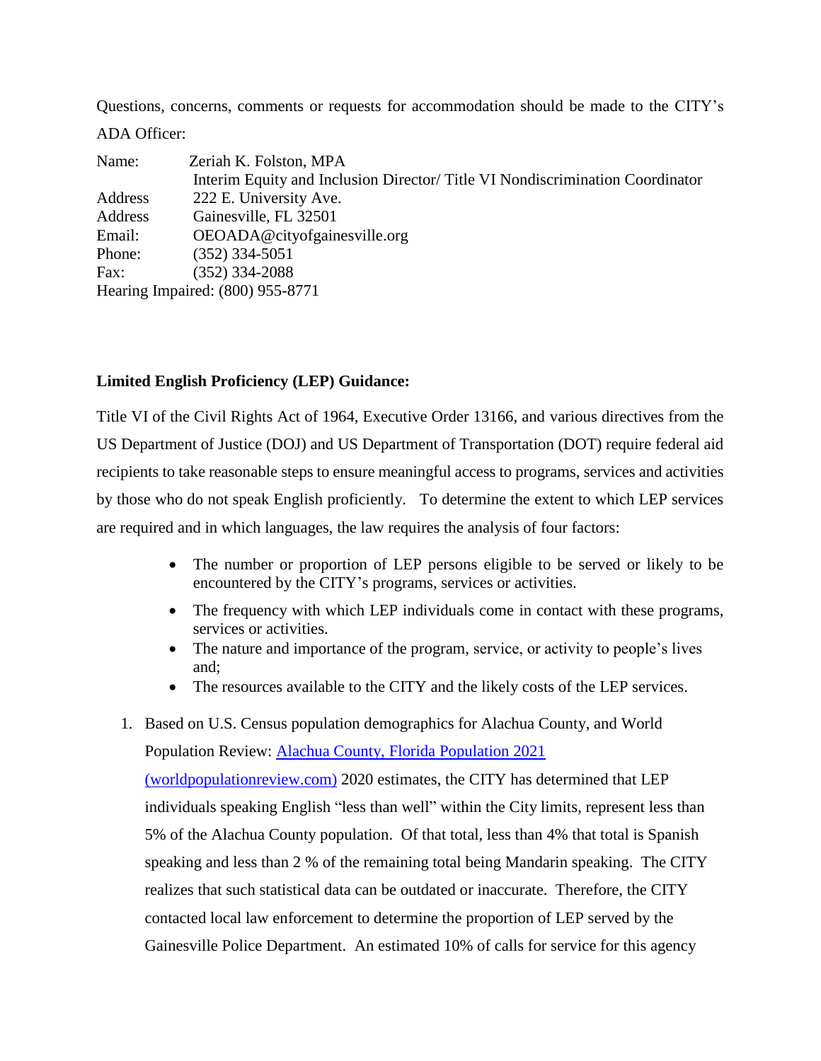Questions, concerns, comments or requests for accommodation should be made to the CITY's ADA Officer:

Name: Zeriah K. Folston, MPA
Interim Equity and Inclusion Director/ Title VI Nondiscrimination Coordinator
Address 222 E. University Ave.
Address Gainesville, FL 32501
Email: OEOADA@cityofgainesville.org
Phone: (352) 334-5051
Fax: (352) 334-2088
Hearing Impaired: (800) 955-8771

**Limited English Proficiency (LEP) Guidance:**

Title VI of the Civil Rights Act of 1964, Executive Order 13166, and various directives from the US Department of Justice (DOJ) and US Department of Transportation (DOT) require federal aid recipients to take reasonable steps to ensure meaningful access to programs, services and activities by those who do not speak English proficiently. To determine the extent to which LEP services are required and in which languages, the law requires the analysis of four factors:

- The number or proportion of LEP persons eligible to be served or likely to be encountered by the CITY's programs, services or activities.
- The frequency with which LEP individuals come in contact with these programs, services or activities.
- The nature and importance of the program, service, or activity to people's lives and;
- The resources available to the CITY and the likely costs of the LEP services.

1. Based on U.S. Census population demographics for Alachua County, and World Population Review: [Alachua County, Florida Population 2021 (worldpopulationreview.com)](worldpopulationreview.com) 2020 estimates, the CITY has determined that LEP individuals speaking English "less than well" within the City limits, represent less than 5% of the Alachua County population. Of that total, less than 4% that total is Spanish speaking and less than 2 % of the remaining total being Mandarin speaking. The CITY realizes that such statistical data can be outdated or inaccurate. Therefore, the CITY contacted local law enforcement to determine the proportion of LEP served by the Gainesville Police Department. An estimated 10% of calls for service for this agency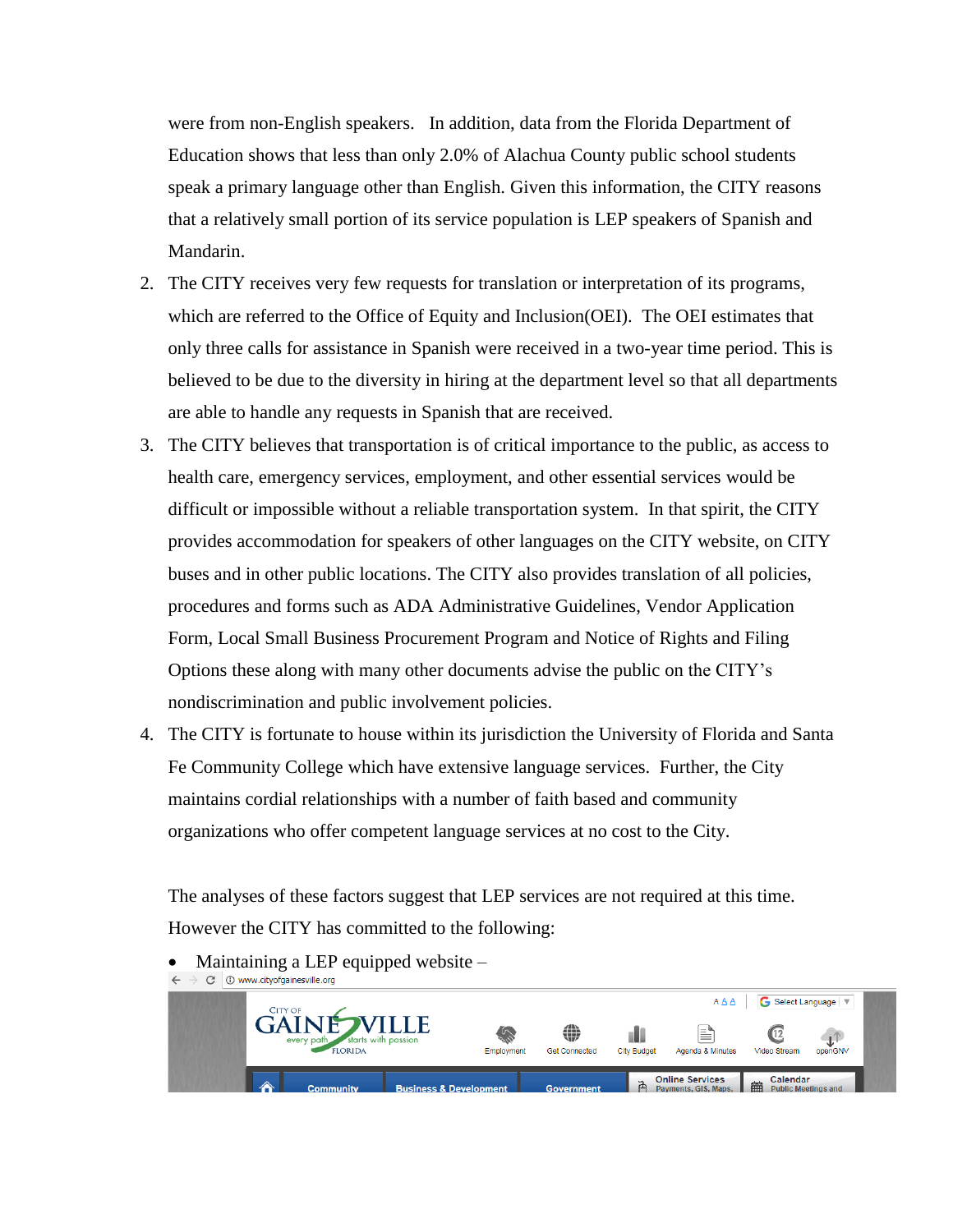were from non-English speakers. In addition, data from the Florida Department of Education shows that less than only 2.0% of Alachua County public school students speak a primary language other than English. Given this information, the CITY reasons that a relatively small portion of its service population is LEP speakers of Spanish and Mandarin.

2. The CITY receives very few requests for translation or interpretation of its programs, which are referred to the Office of Equity and Inclusion(OEI). The OEI estimates that only three calls for assistance in Spanish were received in a two-year time period. This is believed to be due to the diversity in hiring at the department level so that all departments are able to handle any requests in Spanish that are received.
3. The CITY believes that transportation is of critical importance to the public, as access to health care, emergency services, employment, and other essential services would be difficult or impossible without a reliable transportation system. In that spirit, the CITY provides accommodation for speakers of other languages on the CITY website, on CITY buses and in other public locations. The CITY also provides translation of all policies, procedures and forms such as ADA Administrative Guidelines, Vendor Application Form, Local Small Business Procurement Program and Notice of Rights and Filing Options these along with many other documents advise the public on the CITY's nondiscrimination and public involvement policies.
4. The CITY is fortunate to house within its jurisdiction the University of Florida and Santa Fe Community College which have extensive language services. Further, the City maintains cordial relationships with a number of faith based and community organizations who offer competent language services at no cost to the City.

The analyses of these factors suggest that LEP services are not required at this time. However the CITY has committed to the following:

- Maintaining a LEP equipped website –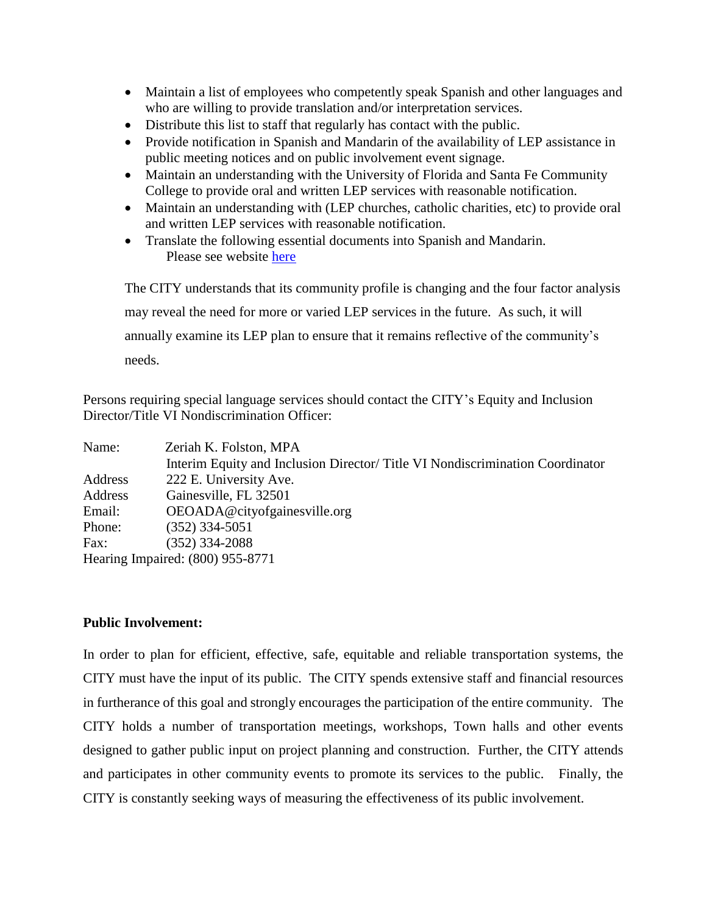- Maintain a list of employees who competently speak Spanish and other languages and who are willing to provide translation and/or interpretation services.
- Distribute this list to staff that regularly has contact with the public.
- Provide notification in Spanish and Mandarin of the availability of LEP assistance in public meeting notices and on public involvement event signage.
- Maintain an understanding with the University of Florida and Santa Fe Community College to provide oral and written LEP services with reasonable notification.
- Maintain an understanding with (LEP churches, catholic charities, etc) to provide oral and written LEP services with reasonable notification.
- Translate the following essential documents into Spanish and Mandarin.
  Please see website here

The CITY understands that its community profile is changing and the four factor analysis may reveal the need for more or varied LEP services in the future. As such, it will annually examine its LEP plan to ensure that it remains reflective of the community's needs.

Persons requiring special language services should contact the CITY's Equity and Inclusion Director/Title VI Nondiscrimination Officer:

Name: Zeriah K. Folston, MPA
Interim Equity and Inclusion Director/ Title VI Nondiscrimination Coordinator
Address 222 E. University Ave.
Address Gainesville, FL 32501
Email: OEOADA@cityofgainesville.org
Phone: (352) 334-5051
Fax: (352) 334-2088
Hearing Impaired: (800) 955-8771

**Public Involvement:**

In order to plan for efficient, effective, safe, equitable and reliable transportation systems, the CITY must have the input of its public. The CITY spends extensive staff and financial resources in furtherance of this goal and strongly encourages the participation of the entire community. The CITY holds a number of transportation meetings, workshops, Town halls and other events designed to gather public input on project planning and construction. Further, the CITY attends and participates in other community events to promote its services to the public. Finally, the CITY is constantly seeking ways of measuring the effectiveness of its public involvement.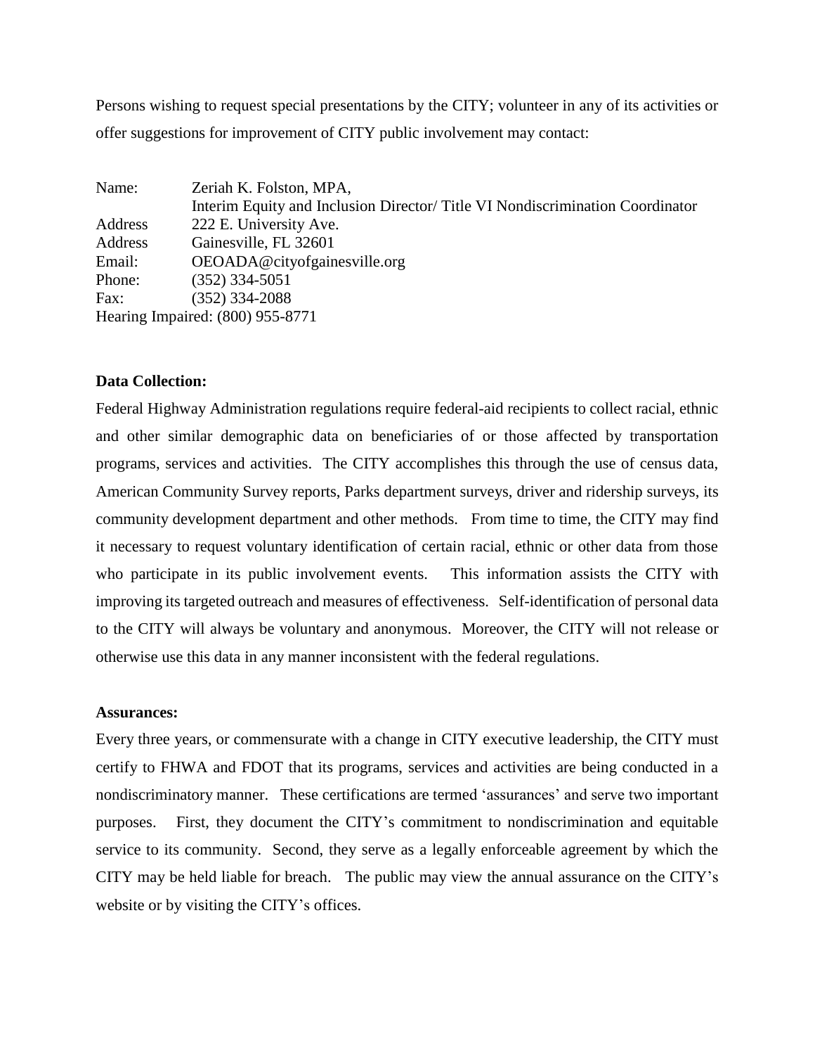Persons wishing to request special presentations by the CITY; volunteer in any of its activities or offer suggestions for improvement of CITY public involvement may contact:

| | |
|---|---|
| Name: | Zeriah K. Folston, MPA,<br>Interim Equity and Inclusion Director/ Title VI Nondiscrimination Coordinator |
| Address | 222 E. University Ave. |
| Address | Gainesville, FL 32601 |
| Email: | OEOADA@cityofgainesville.org |
| Phone: | (352) 334-5051 |
| Fax: | (352) 334-2088 |

Hearing Impaired: (800) 955-8771

**Data Collection:**

Federal Highway Administration regulations require federal-aid recipients to collect racial, ethnic and other similar demographic data on beneficiaries of or those affected by transportation programs, services and activities. The CITY accomplishes this through the use of census data, American Community Survey reports, Parks department surveys, driver and ridership surveys, its community development department and other methods. From time to time, the CITY may find it necessary to request voluntary identification of certain racial, ethnic or other data from those who participate in its public involvement events. This information assists the CITY with improving its targeted outreach and measures of effectiveness. Self-identification of personal data to the CITY will always be voluntary and anonymous. Moreover, the CITY will not release or otherwise use this data in any manner inconsistent with the federal regulations.

**Assurances:**

Every three years, or commensurate with a change in CITY executive leadership, the CITY must certify to FHWA and FDOT that its programs, services and activities are being conducted in a nondiscriminatory manner. These certifications are termed 'assurances' and serve two important purposes. First, they document the CITY's commitment to nondiscrimination and equitable service to its community. Second, they serve as a legally enforceable agreement by which the CITY may be held liable for breach. The public may view the annual assurance on the CITY's website or by visiting the CITY's offices.